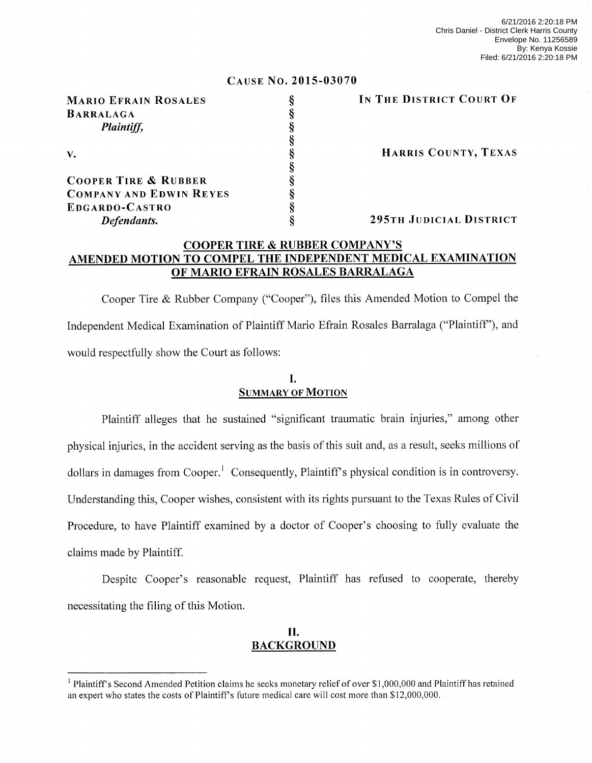6/21/2016 2:20:18 PM
Chris Daniel - District Clerk Harris County
Envelope No. 11256589
By: Kenya Kossie
Filed: 6/21/2016 2:20:18 PM

**CAUSE NO. 2015-03070**

| | | |
|---|---|---|
| **MARIO EFRAIN ROSALES BARRALAGA** *Plaintiff,* | § | **IN THE DISTRICT COURT OF** |
| | § | |
| **V.** | § | **HARRIS COUNTY, TEXAS** |
| | § | |
| **COOPER TIRE & RUBBER COMPANY AND EDWIN REYES EDGARDO-CASTRO** *Defendants.* | § | **295TH JUDICIAL DISTRICT** |

**COOPER TIRE & RUBBER COMPANY'S AMENDED MOTION TO COMPEL THE INDEPENDENT MEDICAL EXAMINATION OF MARIO EFRAIN ROSALES BARRALAGA**

Cooper Tire & Rubber Company ("Cooper"), files this Amended Motion to Compel the Independent Medical Examination of Plaintiff Mario Efrain Rosales Barralaga ("Plaintiff"), and would respectfully show the Court as follows:

## I. SUMMARY OF MOTION

Plaintiff alleges that he sustained "significant traumatic brain injuries," among other physical injuries, in the accident serving as the basis of this suit and, as a result, seeks millions of dollars in damages from Cooper.[1] Consequently, Plaintiff's physical condition is in controversy. Understanding this, Cooper wishes, consistent with its rights pursuant to the Texas Rules of Civil Procedure, to have Plaintiff examined by a doctor of Cooper's choosing to fully evaluate the claims made by Plaintiff.

Despite Cooper's reasonable request, Plaintiff has refused to cooperate, thereby necessitating the filing of this Motion.

## II. BACKGROUND

[1] Plaintiff's Second Amended Petition claims he seeks monetary relief of over $1,000,000 and Plaintiff has retained an expert who states the costs of Plaintiff's future medical care will cost more than $12,000,000.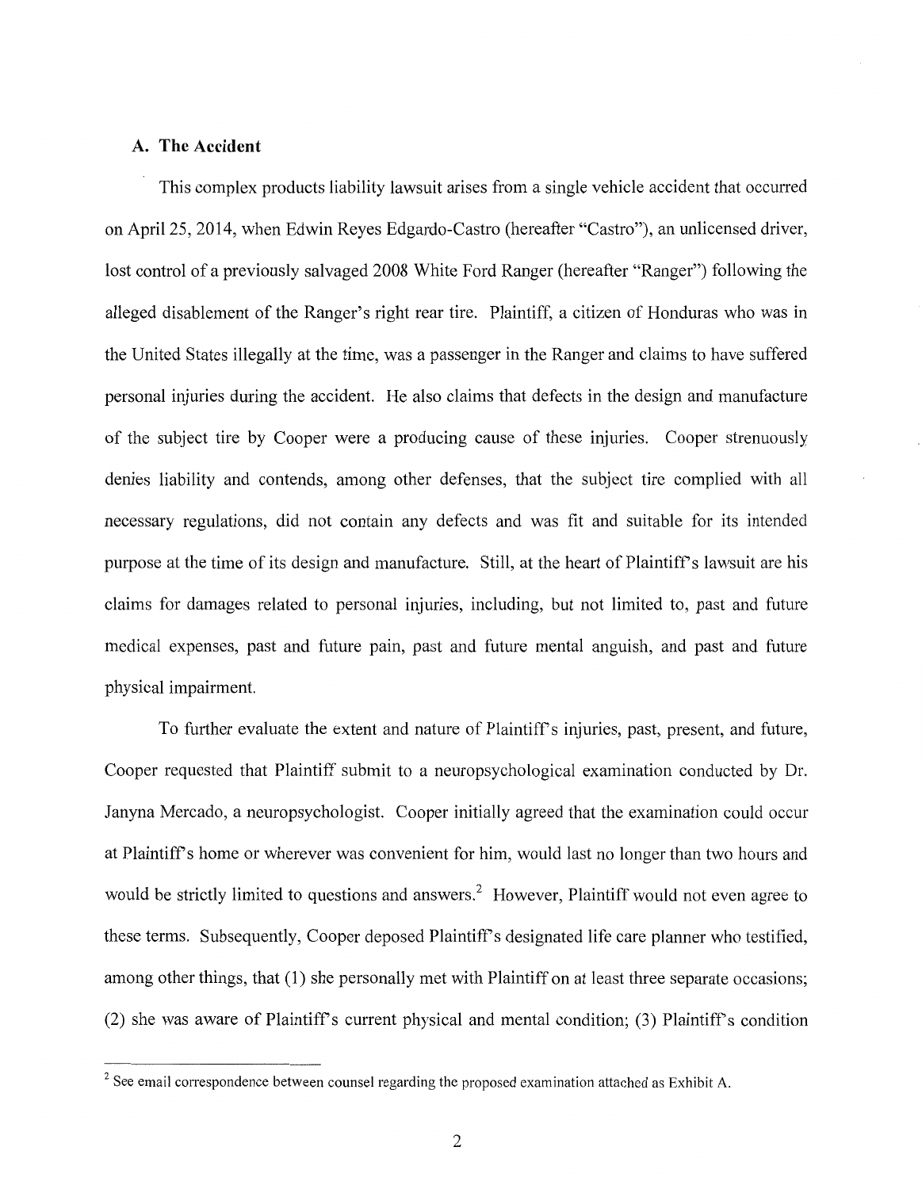### A. The Accident

This complex products liability lawsuit arises from a single vehicle accident that occurred on April 25, 2014, when Edwin Reyes Edgardo-Castro (hereafter "Castro"), an unlicensed driver, lost control of a previously salvaged 2008 White Ford Ranger (hereafter "Ranger") following the alleged disablement of the Ranger's right rear tire. Plaintiff, a citizen of Honduras who was in the United States illegally at the time, was a passenger in the Ranger and claims to have suffered personal injuries during the accident. He also claims that defects in the design and manufacture of the subject tire by Cooper were a producing cause of these injuries. Cooper strenuously denies liability and contends, among other defenses, that the subject tire complied with all necessary regulations, did not contain any defects and was fit and suitable for its intended purpose at the time of its design and manufacture. Still, at the heart of Plaintiff's lawsuit are his claims for damages related to personal injuries, including, but not limited to, past and future medical expenses, past and future pain, past and future mental anguish, and past and future physical impairment.

To further evaluate the extent and nature of Plaintiff's injuries, past, present, and future, Cooper requested that Plaintiff submit to a neuropsychological examination conducted by Dr. Janyna Mercado, a neuropsychologist. Cooper initially agreed that the examination could occur at Plaintiff's home or wherever was convenient for him, would last no longer than two hours and would be strictly limited to questions and answers.[2] However, Plaintiff would not even agree to these terms. Subsequently, Cooper deposed Plaintiff's designated life care planner who testified, among other things, that (1) she personally met with Plaintiff on at least three separate occasions; (2) she was aware of Plaintiff's current physical and mental condition; (3) Plaintiff's condition

---

[2] See email correspondence between counsel regarding the proposed examination attached as Exhibit A.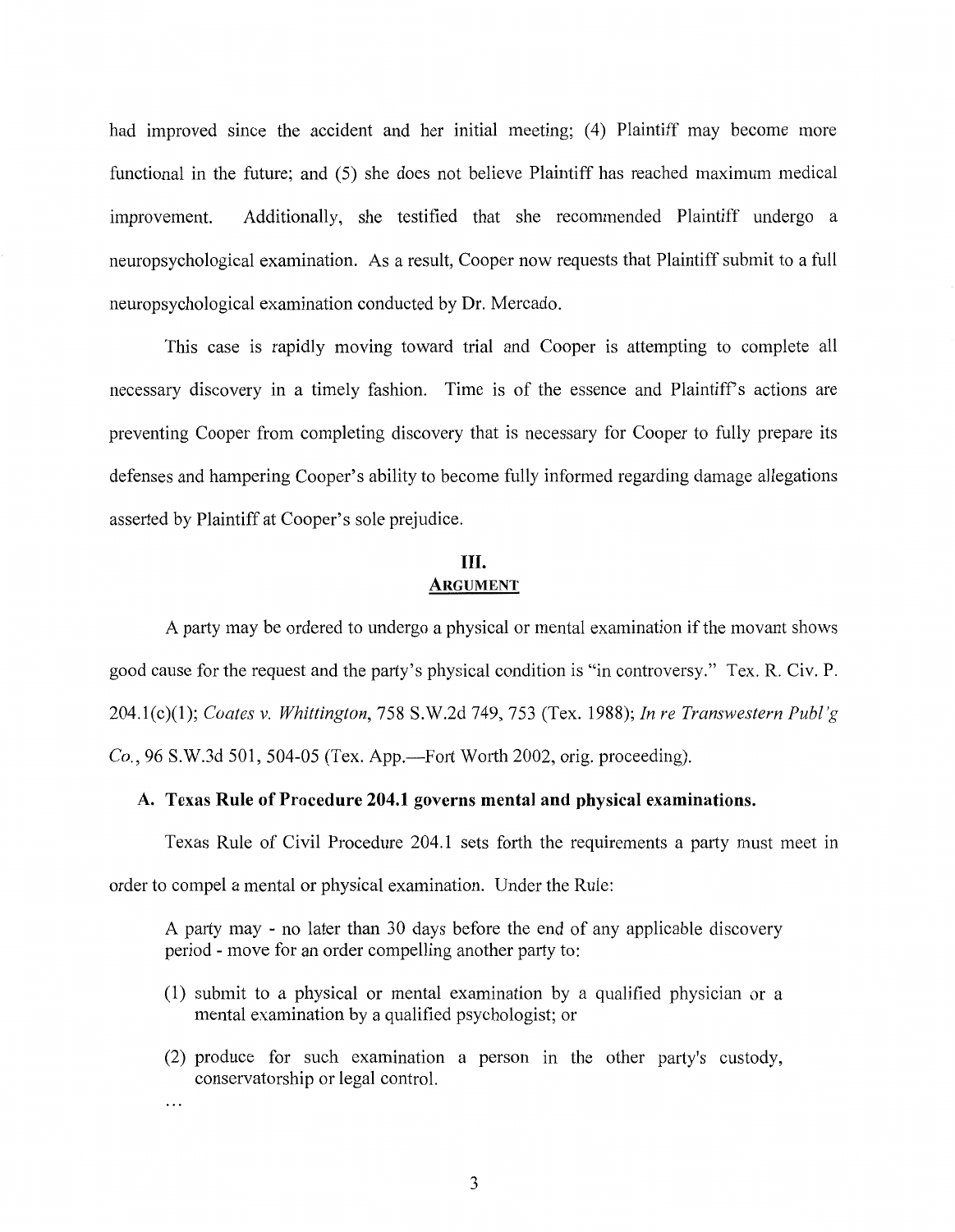had improved since the accident and her initial meeting; (4) Plaintiff may become more functional in the future; and (5) she does not believe Plaintiff has reached maximum medical improvement. Additionally, she testified that she recommended Plaintiff undergo a neuropsychological examination. As a result, Cooper now requests that Plaintiff submit to a full neuropsychological examination conducted by Dr. Mercado.

This case is rapidly moving toward trial and Cooper is attempting to complete all necessary discovery in a timely fashion. Time is of the essence and Plaintiff's actions are preventing Cooper from completing discovery that is necessary for Cooper to fully prepare its defenses and hampering Cooper's ability to become fully informed regarding damage allegations asserted by Plaintiff at Cooper's sole prejudice.

## III.
## ARGUMENT

A party may be ordered to undergo a physical or mental examination if the movant shows good cause for the request and the party's physical condition is "in controversy." Tex. R. Civ. P. 204.1(c)(1); *Coates v. Whittington*, 758 S.W.2d 749, 753 (Tex. 1988); *In re Transwestern Publ'g Co.*, 96 S.W.3d 501, 504-05 (Tex. App.—Fort Worth 2002, orig. proceeding).

### A. Texas Rule of Procedure 204.1 governs mental and physical examinations.

Texas Rule of Civil Procedure 204.1 sets forth the requirements a party must meet in order to compel a mental or physical examination. Under the Rule:

> A party may - no later than 30 days before the end of any applicable discovery period - move for an order compelling another party to:
>
> (1) submit to a physical or mental examination by a qualified physician or a mental examination by a qualified psychologist; or
>
> (2) produce for such examination a person in the other party's custody, conservatorship or legal control.
>
> ...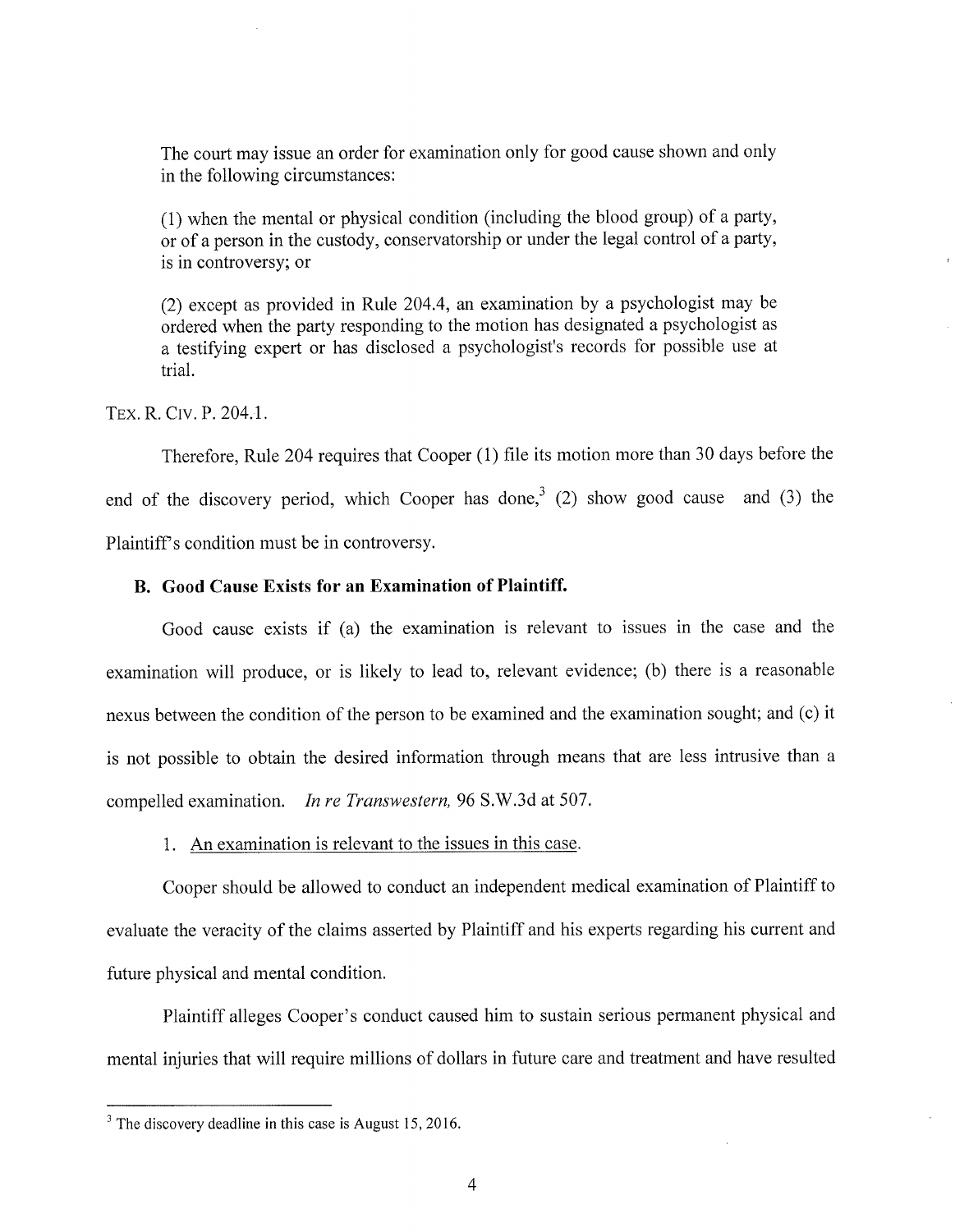> The court may issue an order for examination only for good cause shown and only in the following circumstances:
>
> (1) when the mental or physical condition (including the blood group) of a party, or of a person in the custody, conservatorship or under the legal control of a party, is in controversy; or
>
> (2) except as provided in Rule 204.4, an examination by a psychologist may be ordered when the party responding to the motion has designated a psychologist as a testifying expert or has disclosed a psychologist's records for possible use at trial.

TEX. R. CIV. P. 204.1.

Therefore, Rule 204 requires that Cooper (1) file its motion more than 30 days before the end of the discovery period, which Cooper has done,[3] (2) show good cause and (3) the Plaintiff's condition must be in controversy.

### B. Good Cause Exists for an Examination of Plaintiff.

Good cause exists if (a) the examination is relevant to issues in the case and the examination will produce, or is likely to lead to, relevant evidence; (b) there is a reasonable nexus between the condition of the person to be examined and the examination sought; and (c) it is not possible to obtain the desired information through means that are less intrusive than a compelled examination. *In re Transwestern,* 96 S.W.3d at 507.

1. An examination is relevant to the issues in this case.

Cooper should be allowed to conduct an independent medical examination of Plaintiff to evaluate the veracity of the claims asserted by Plaintiff and his experts regarding his current and future physical and mental condition.

Plaintiff alleges Cooper's conduct caused him to sustain serious permanent physical and mental injuries that will require millions of dollars in future care and treatment and have resulted

---

[3] The discovery deadline in this case is August 15, 2016.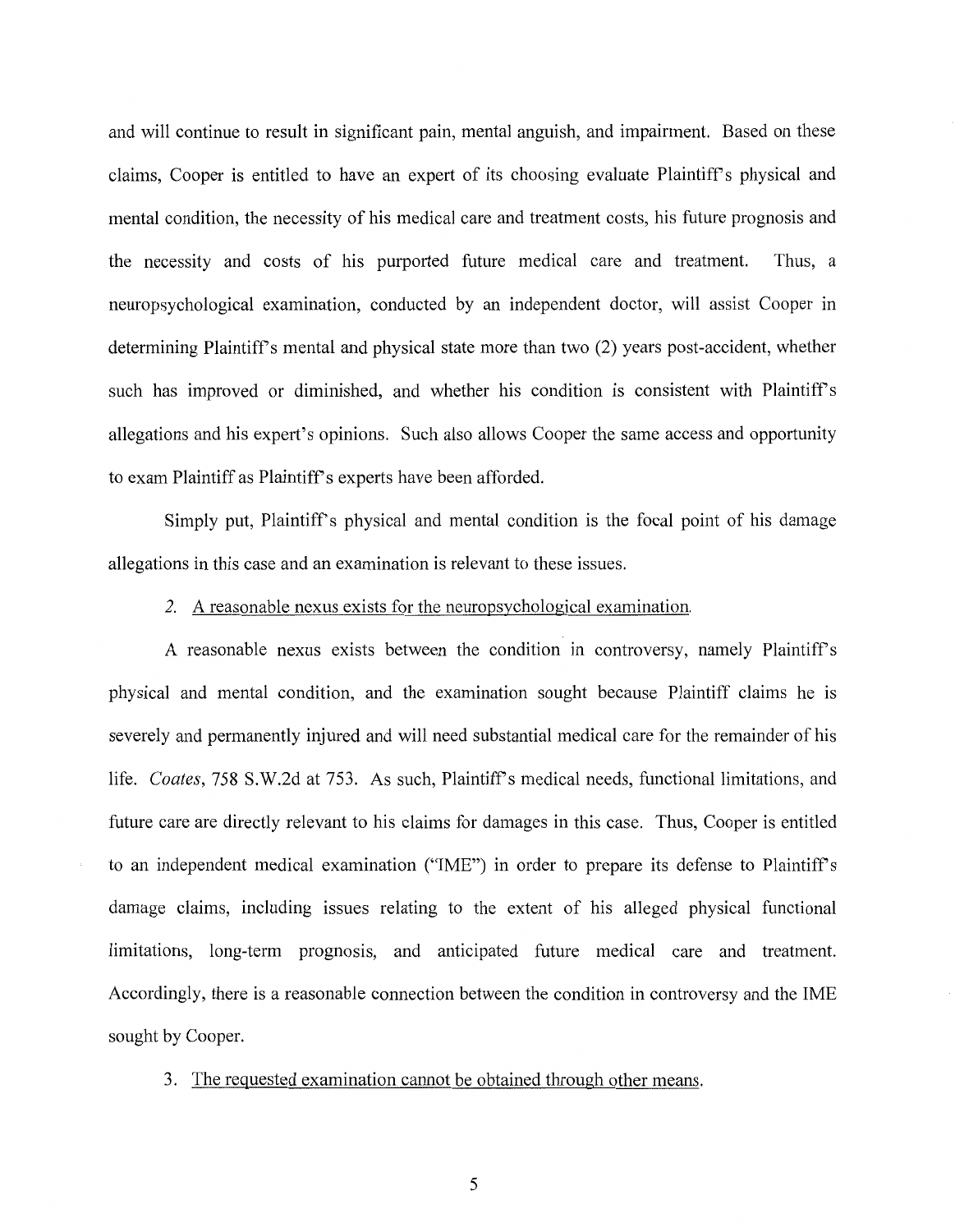and will continue to result in significant pain, mental anguish, and impairment. Based on these claims, Cooper is entitled to have an expert of its choosing evaluate Plaintiff's physical and mental condition, the necessity of his medical care and treatment costs, his future prognosis and the necessity and costs of his purported future medical care and treatment. Thus, a neuropsychological examination, conducted by an independent doctor, will assist Cooper in determining Plaintiff's mental and physical state more than two (2) years post-accident, whether such has improved or diminished, and whether his condition is consistent with Plaintiff's allegations and his expert's opinions. Such also allows Cooper the same access and opportunity to exam Plaintiff as Plaintiff's experts have been afforded.

Simply put, Plaintiff's physical and mental condition is the focal point of his damage allegations in this case and an examination is relevant to these issues.

*2.* <u>A reasonable nexus exists for the neuropsychological examination.</u>

A reasonable nexus exists between the condition in controversy, namely Plaintiff's physical and mental condition, and the examination sought because Plaintiff claims he is severely and permanently injured and will need substantial medical care for the remainder of his life. *Coates*, 758 S.W.2d at 753. As such, Plaintiff's medical needs, functional limitations, and future care are directly relevant to his claims for damages in this case. Thus, Cooper is entitled to an independent medical examination ("IME") in order to prepare its defense to Plaintiff's damage claims, including issues relating to the extent of his alleged physical functional limitations, long-term prognosis, and anticipated future medical care and treatment. Accordingly, there is a reasonable connection between the condition in controversy and the IME sought by Cooper.

3. <u>The requested examination cannot be obtained through other means.</u>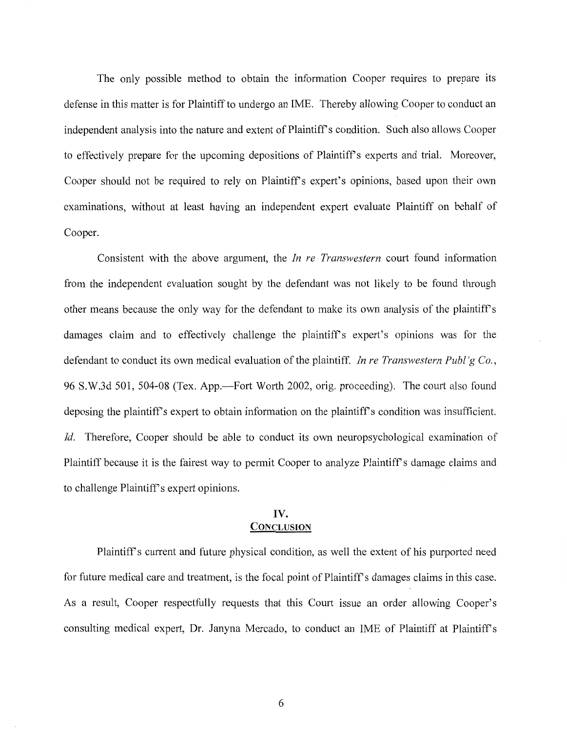The only possible method to obtain the information Cooper requires to prepare its defense in this matter is for Plaintiff to undergo an IME. Thereby allowing Cooper to conduct an independent analysis into the nature and extent of Plaintiff's condition. Such also allows Cooper to effectively prepare for the upcoming depositions of Plaintiff's experts and trial. Moreover, Cooper should not be required to rely on Plaintiff's expert's opinions, based upon their own examinations, without at least having an independent expert evaluate Plaintiff on behalf of Cooper.

Consistent with the above argument, the *In re Transwestern* court found information from the independent evaluation sought by the defendant was not likely to be found through other means because the only way for the defendant to make its own analysis of the plaintiff's damages claim and to effectively challenge the plaintiff's expert's opinions was for the defendant to conduct its own medical evaluation of the plaintiff. *In re Transwestern Publ'g Co.*, 96 S.W.3d 501, 504-08 (Tex. App.—Fort Worth 2002, orig. proceeding). The court also found deposing the plaintiff's expert to obtain information on the plaintiff's condition was insufficient. *Id.* Therefore, Cooper should be able to conduct its own neuropsychological examination of Plaintiff because it is the fairest way to permit Cooper to analyze Plaintiff's damage claims and to challenge Plaintiff's expert opinions.

## IV.
## CONCLUSION

Plaintiff's current and future physical condition, as well the extent of his purported need for future medical care and treatment, is the focal point of Plaintiff's damages claims in this case. As a result, Cooper respectfully requests that this Court issue an order allowing Cooper's consulting medical expert, Dr. Janyna Mercado, to conduct an IME of Plaintiff at Plaintiff's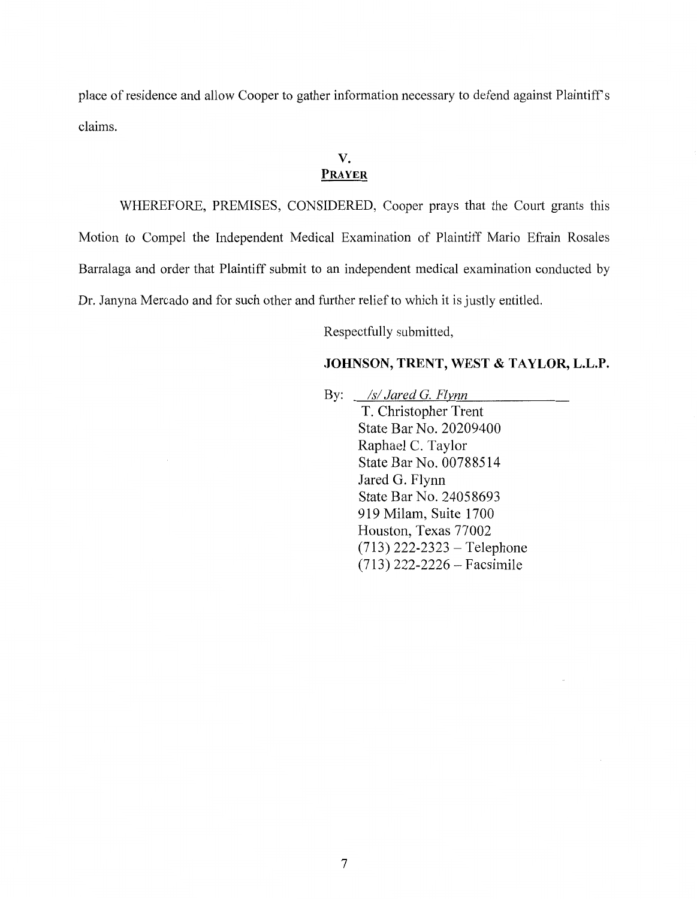place of residence and allow Cooper to gather information necessary to defend against Plaintiff's claims.

## V.
## PRAYER

WHEREFORE, PREMISES, CONSIDERED, Cooper prays that the Court grants this Motion to Compel the Independent Medical Examination of Plaintiff Mario Efrain Rosales Barralaga and order that Plaintiff submit to an independent medical examination conducted by Dr. Janyna Mercado and for such other and further relief to which it is justly entitled.

Respectfully submitted,

**JOHNSON, TRENT, WEST & TAYLOR, L.L.P.**

By: *_/s/ Jared G. Flynn_*
T. Christopher Trent
State Bar No. 20209400
Raphael C. Taylor
State Bar No. 00788514
Jared G. Flynn
State Bar No. 24058693
919 Milam, Suite 1700
Houston, Texas 77002
(713) 222-2323 – Telephone
(713) 222-2226 – Facsimile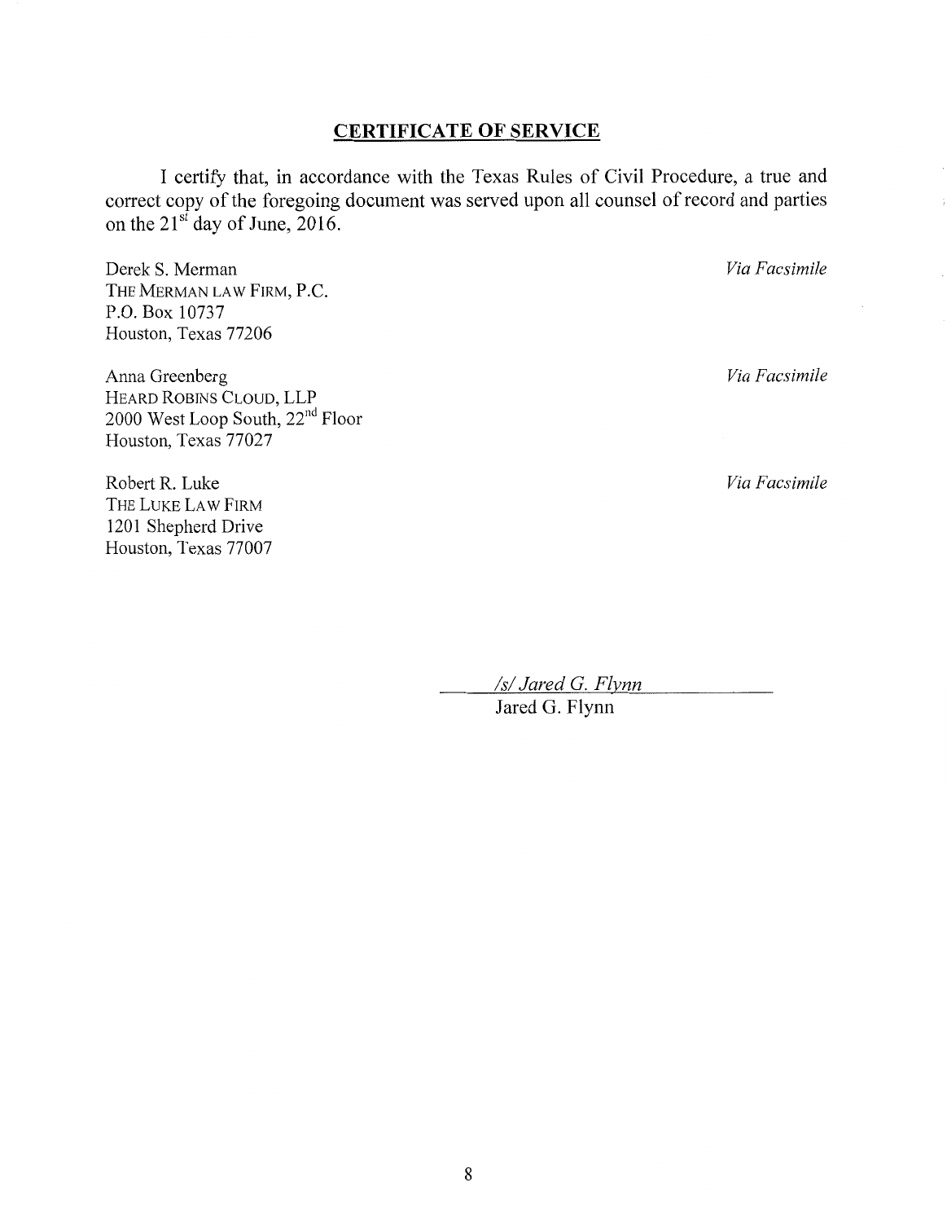## CERTIFICATE OF SERVICE

I certify that, in accordance with the Texas Rules of Civil Procedure, a true and correct copy of the foregoing document was served upon all counsel of record and parties on the 21st day of June, 2016.

Derek S. Merman
THE MERMAN LAW FIRM, P.C.
P.O. Box 10737
Houston, Texas 77206

*Via Facsimile*

Anna Greenberg
HEARD ROBINS CLOUD, LLP
2000 West Loop South, 22nd Floor
Houston, Texas 77027

*Via Facsimile*

Robert R. Luke
THE LUKE LAW FIRM
1201 Shepherd Drive
Houston, Texas 77007

*Via Facsimile*

*/s/ Jared G. Flynn*
Jared G. Flynn